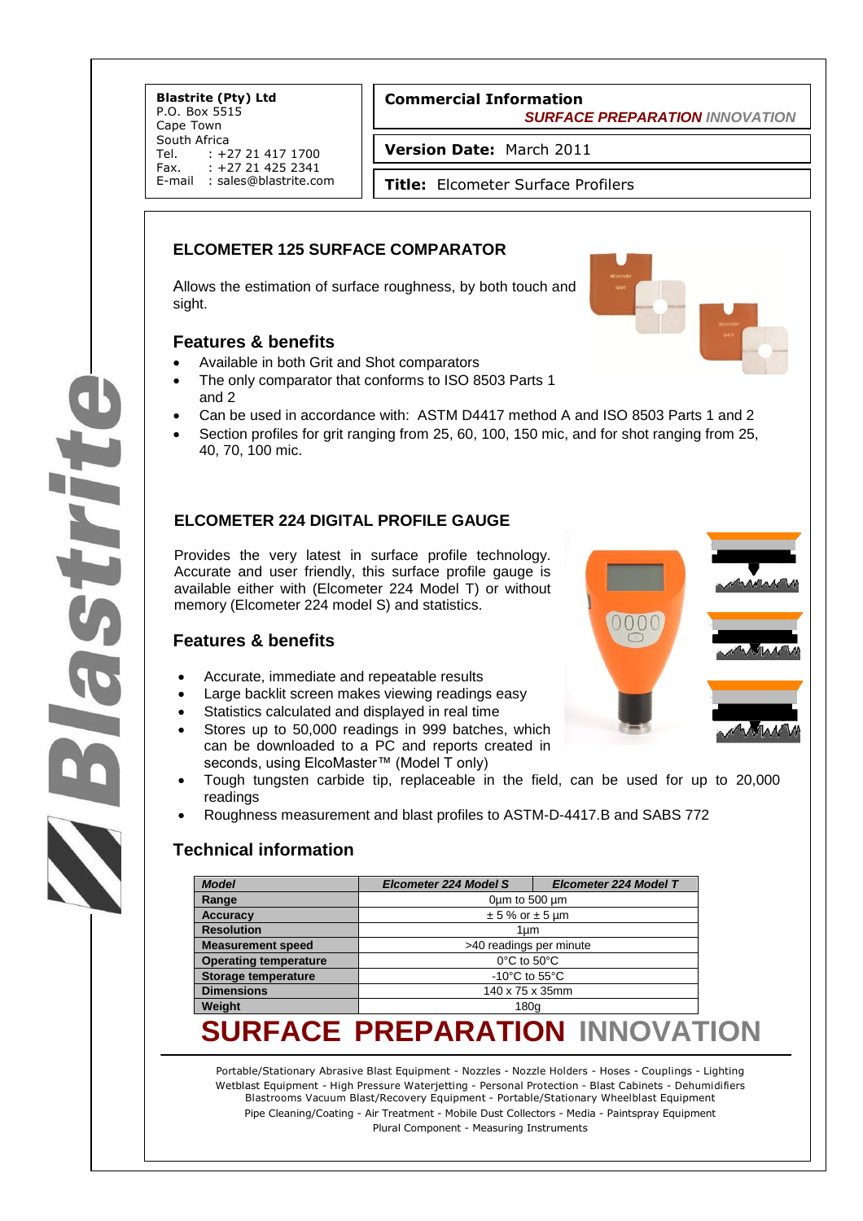**Blastrite (Pty) Ltd**
P.O. Box 5515
Cape Town
South Africa
Tel. : +27 21 417 1700
Fax. : +27 21 425 2341
E-mail : sales@blastrite.com

**Commercial Information**
*SURFACE PREPARATION INNOVATION*

**Version Date:** March 2011

**Title:** Elcometer Surface Profilers

## ELCOMETER 125 SURFACE COMPARATOR

Allows the estimation of surface roughness, by both touch and sight.

### Features & benefits

- Available in both Grit and Shot comparators
- The only comparator that conforms to ISO 8503 Parts 1 and 2
- Can be used in accordance with: ASTM D4417 method A and ISO 8503 Parts 1 and 2
- Section profiles for grit ranging from 25, 60, 100, 150 mic, and for shot ranging from 25, 40, 70, 100 mic.

## ELCOMETER 224 DIGITAL PROFILE GAUGE

Provides the very latest in surface profile technology. Accurate and user friendly, this surface profile gauge is available either with (Elcometer 224 Model T) or without memory (Elcometer 224 model S) and statistics.

### Features & benefits

- Accurate, immediate and repeatable results
- Large backlit screen makes viewing readings easy
- Statistics calculated and displayed in real time
- Stores up to 50,000 readings in 999 batches, which can be downloaded to a PC and reports created in seconds, using ElcoMaster™ (Model T only)
- Tough tungsten carbide tip, replaceable in the field, can be used for up to 20,000 readings
- Roughness measurement and blast profiles to ASTM-D-4417.B and SABS 772

### Technical information

| Model | Elcometer 224 Model S | Elcometer 224 Model T |
|---|---|---|
| Range | 0µm to 500 µm | |
| Accuracy | ± 5 % or ± 5 µm | |
| Resolution | 1µm | |
| Measurement speed | >40 readings per minute | |
| Operating temperature | 0°C to 50°C | |
| Storage temperature | -10°C to 55°C | |
| Dimensions | 140 x 75 x 35mm | |
| Weight | 180g | |

**SURFACE PREPARATION INNOVATION**

Portable/Stationary Abrasive Blast Equipment - Nozzles - Nozzle Holders - Hoses - Couplings - Lighting
Wetblast Equipment - High Pressure Waterjetting - Personal Protection - Blast Cabinets - Dehumidifiers
Blastrooms Vacuum Blast/Recovery Equipment - Portable/Stationary Wheelblast Equipment
Pipe Cleaning/Coating - Air Treatment - Mobile Dust Collectors - Media - Paintspray Equipment
Plural Component - Measuring Instruments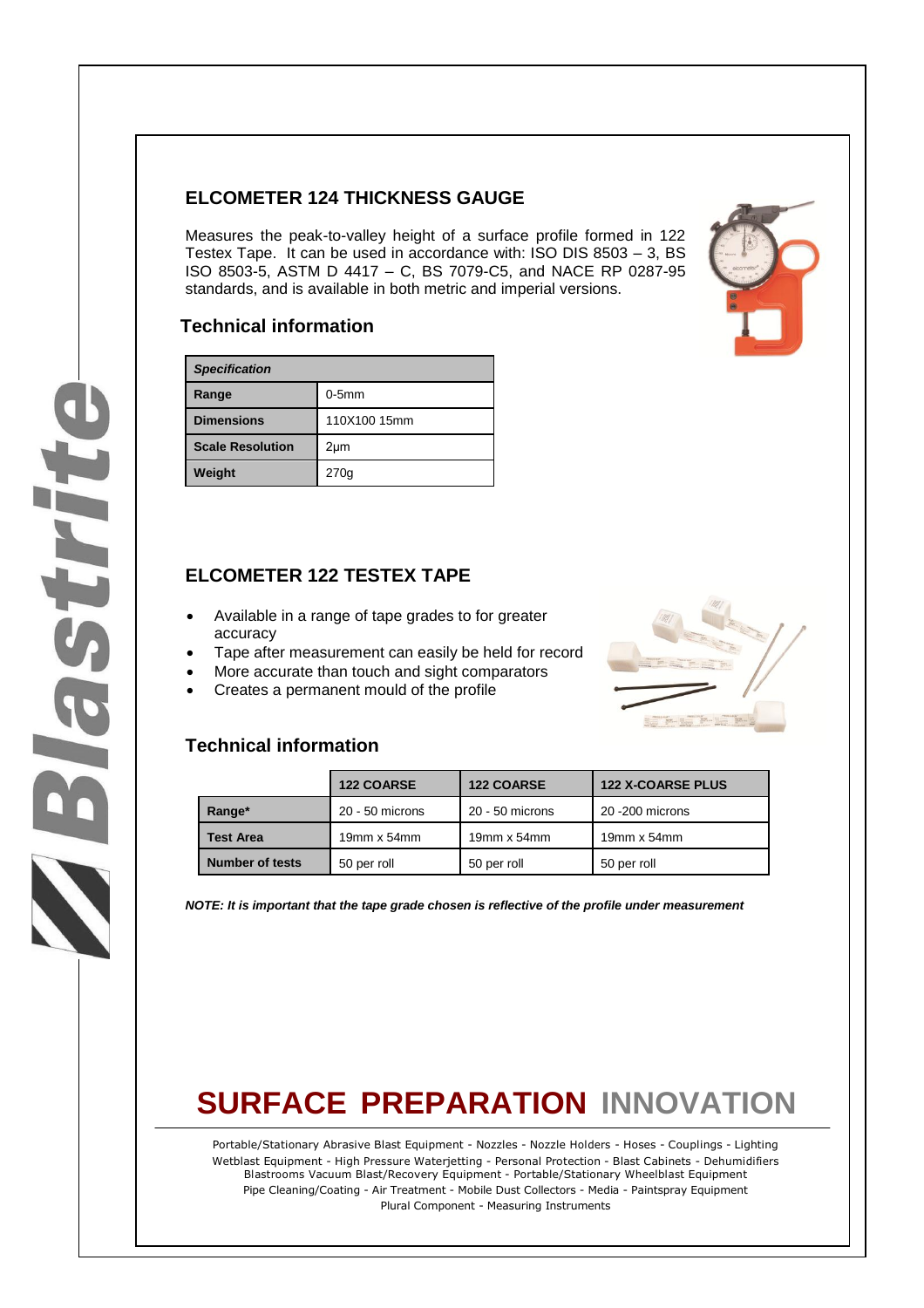## ELCOMETER 124 THICKNESS GAUGE

Measures the peak-to-valley height of a surface profile formed in 122 Testex Tape. It can be used in accordance with: ISO DIS 8503 – 3, BS ISO 8503-5, ASTM D 4417 – C, BS 7079-C5, and NACE RP 0287-95 standards, and is available in both metric and imperial versions.

### Technical information

| *Specification* | |
|---|---|
| **Range** | 0-5mm |
| **Dimensions** | 110X100 15mm |
| **Scale Resolution** | 2µm |
| **Weight** | 270g |

## ELCOMETER 122 TESTEX TAPE

- Available in a range of tape grades to for greater accuracy
- Tape after measurement can easily be held for record
- More accurate than touch and sight comparators
- Creates a permanent mould of the profile

### Technical information

| | 122 COARSE | 122 COARSE | 122 X-COARSE PLUS |
|---|---|---|---|
| **Range*** | 20 - 50 microns | 20 - 50 microns | 20 -200 microns |
| **Test Area** | 19mm x 54mm | 19mm x 54mm | 19mm x 54mm |
| **Number of tests** | 50 per roll | 50 per roll | 50 per roll |

***NOTE: It is important that the tape grade chosen is reflective of the profile under measurement***

# SURFACE PREPARATION INNOVATION

Portable/Stationary Abrasive Blast Equipment - Nozzles - Nozzle Holders - Hoses - Couplings - Lighting
Wetblast Equipment - High Pressure Waterjetting - Personal Protection - Blast Cabinets - Dehumidifiers
Blastrooms Vacuum Blast/Recovery Equipment - Portable/Stationary Wheelblast Equipment
Pipe Cleaning/Coating - Air Treatment - Mobile Dust Collectors - Media - Paintspray Equipment
Plural Component - Measuring Instruments